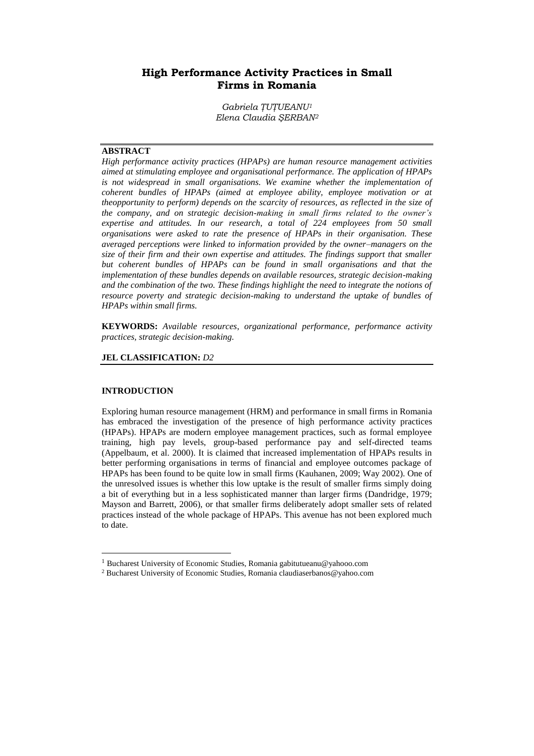# High Performance Activity Practices in Small Firms in Romania

*Gabriela ȚUȚUEANU*[1]
*Elena Claudia ȘERBAN*[2]

**ABSTRACT**

*High performance activity practices (HPAPs) are human resource management activities aimed at stimulating employee and organisational performance. The application of HPAPs is not widespread in small organisations. We examine whether the implementation of coherent bundles of HPAPs (aimed at employee ability, employee motivation or at theopportunity to perform) depends on the scarcity of resources, as reflected in the size of the company, and on strategic decision-making in small firms related to the owner's expertise and attitudes. In our research, a total of 224 employees from 50 small organisations were asked to rate the presence of HPAPs in their organisation. These averaged perceptions were linked to information provided by the owner–managers on the size of their firm and their own expertise and attitudes. The findings support that smaller but coherent bundles of HPAPs can be found in small organisations and that the implementation of these bundles depends on available resources, strategic decision-making and the combination of the two. These findings highlight the need to integrate the notions of resource poverty and strategic decision-making to understand the uptake of bundles of HPAPs within small firms.*

**KEYWORDS:** *Available resources, organizational performance, performance activity practices, strategic decision-making.*

**JEL CLASSIFICATION:** *D2*

## INTRODUCTION

Exploring human resource management (HRM) and performance in small firms in Romania has embraced the investigation of the presence of high performance activity practices (HPAPs). HPAPs are modern employee management practices, such as formal employee training, high pay levels, group-based performance pay and self-directed teams (Appelbaum, et al. 2000). It is claimed that increased implementation of HPAPs results in better performing organisations in terms of financial and employee outcomes package of HPAPs has been found to be quite low in small firms (Kauhanen, 2009; Way 2002). One of the unresolved issues is whether this low uptake is the result of smaller firms simply doing a bit of everything but in a less sophisticated manner than larger firms (Dandridge, 1979; Mayson and Barrett, 2006), or that smaller firms deliberately adopt smaller sets of related practices instead of the whole package of HPAPs. This avenue has not been explored much to date.

[1] Bucharest University of Economic Studies, Romania gabitutueanu@yahooo.com

[2] Bucharest University of Economic Studies, Romania claudiaserbanos@yahoo.com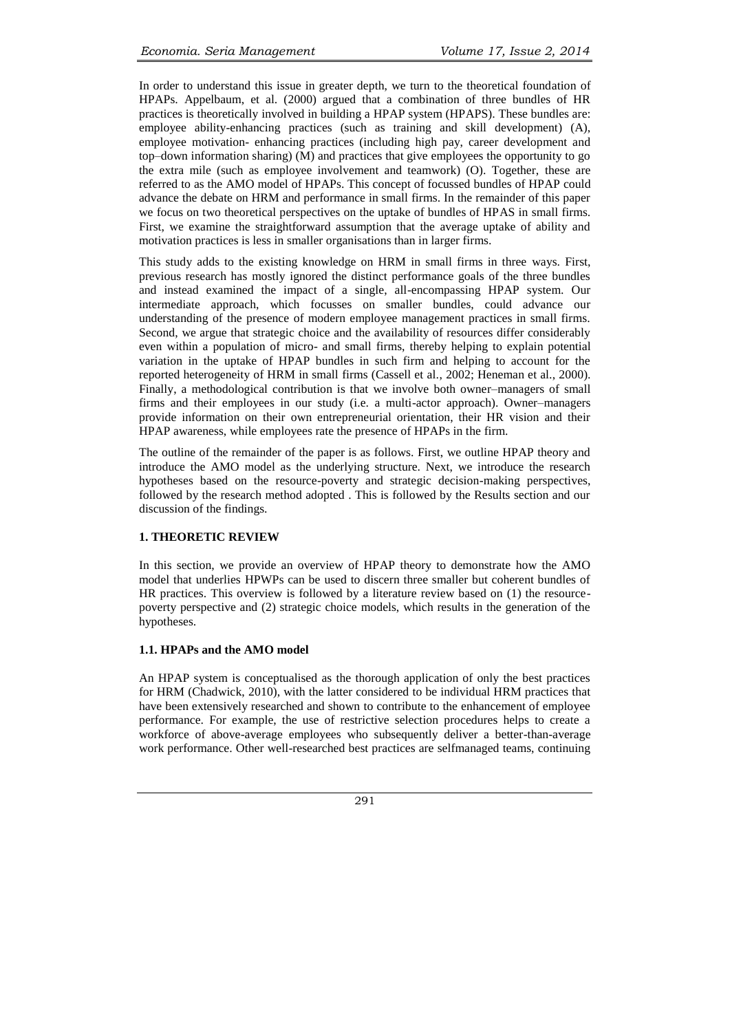In order to understand this issue in greater depth, we turn to the theoretical foundation of HPAPs. Appelbaum, et al. (2000) argued that a combination of three bundles of HR practices is theoretically involved in building a HPAP system (HPAPS). These bundles are: employee ability-enhancing practices (such as training and skill development) (A), employee motivation- enhancing practices (including high pay, career development and top–down information sharing) (M) and practices that give employees the opportunity to go the extra mile (such as employee involvement and teamwork) (O). Together, these are referred to as the AMO model of HPAPs. This concept of focussed bundles of HPAP could advance the debate on HRM and performance in small firms. In the remainder of this paper we focus on two theoretical perspectives on the uptake of bundles of HPAS in small firms. First, we examine the straightforward assumption that the average uptake of ability and motivation practices is less in smaller organisations than in larger firms.

This study adds to the existing knowledge on HRM in small firms in three ways. First, previous research has mostly ignored the distinct performance goals of the three bundles and instead examined the impact of a single, all-encompassing HPAP system. Our intermediate approach, which focusses on smaller bundles, could advance our understanding of the presence of modern employee management practices in small firms. Second, we argue that strategic choice and the availability of resources differ considerably even within a population of micro- and small firms, thereby helping to explain potential variation in the uptake of HPAP bundles in such firm and helping to account for the reported heterogeneity of HRM in small firms (Cassell et al., 2002; Heneman et al., 2000). Finally, a methodological contribution is that we involve both owner–managers of small firms and their employees in our study (i.e. a multi-actor approach). Owner–managers provide information on their own entrepreneurial orientation, their HR vision and their HPAP awareness, while employees rate the presence of HPAPs in the firm.

The outline of the remainder of the paper is as follows. First, we outline HPAP theory and introduce the AMO model as the underlying structure. Next, we introduce the research hypotheses based on the resource-poverty and strategic decision-making perspectives, followed by the research method adopted . This is followed by the Results section and our discussion of the findings.

## 1. THEORETIC REVIEW

In this section, we provide an overview of HPAP theory to demonstrate how the AMO model that underlies HPWPs can be used to discern three smaller but coherent bundles of HR practices. This overview is followed by a literature review based on (1) the resource-poverty perspective and (2) strategic choice models, which results in the generation of the hypotheses.

### 1.1. HPAPs and the AMO model

An HPAP system is conceptualised as the thorough application of only the best practices for HRM (Chadwick, 2010), with the latter considered to be individual HRM practices that have been extensively researched and shown to contribute to the enhancement of employee performance. For example, the use of restrictive selection procedures helps to create a workforce of above-average employees who subsequently deliver a better-than-average work performance. Other well-researched best practices are selfmanaged teams, continuing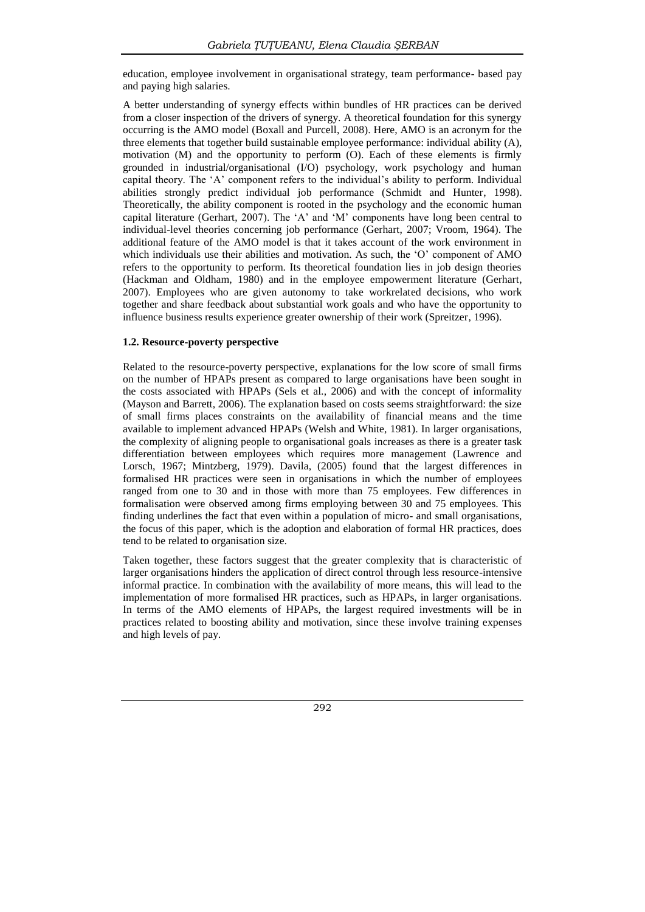education, employee involvement in organisational strategy, team performance- based pay and paying high salaries.

A better understanding of synergy effects within bundles of HR practices can be derived from a closer inspection of the drivers of synergy. A theoretical foundation for this synergy occurring is the AMO model (Boxall and Purcell, 2008). Here, AMO is an acronym for the three elements that together build sustainable employee performance: individual ability (A), motivation (M) and the opportunity to perform (O). Each of these elements is firmly grounded in industrial/organisational (I/O) psychology, work psychology and human capital theory. The 'A' component refers to the individual's ability to perform. Individual abilities strongly predict individual job performance (Schmidt and Hunter, 1998). Theoretically, the ability component is rooted in the psychology and the economic human capital literature (Gerhart, 2007). The 'A' and 'M' components have long been central to individual-level theories concerning job performance (Gerhart, 2007; Vroom, 1964). The additional feature of the AMO model is that it takes account of the work environment in which individuals use their abilities and motivation. As such, the 'O' component of AMO refers to the opportunity to perform. Its theoretical foundation lies in job design theories (Hackman and Oldham, 1980) and in the employee empowerment literature (Gerhart, 2007). Employees who are given autonomy to take workrelated decisions, who work together and share feedback about substantial work goals and who have the opportunity to influence business results experience greater ownership of their work (Spreitzer, 1996).

### 1.2. Resource-poverty perspective

Related to the resource-poverty perspective, explanations for the low score of small firms on the number of HPAPs present as compared to large organisations have been sought in the costs associated with HPAPs (Sels et al., 2006) and with the concept of informality (Mayson and Barrett, 2006). The explanation based on costs seems straightforward: the size of small firms places constraints on the availability of financial means and the time available to implement advanced HPAPs (Welsh and White, 1981). In larger organisations, the complexity of aligning people to organisational goals increases as there is a greater task differentiation between employees which requires more management (Lawrence and Lorsch, 1967; Mintzberg, 1979). Davila, (2005) found that the largest differences in formalised HR practices were seen in organisations in which the number of employees ranged from one to 30 and in those with more than 75 employees. Few differences in formalisation were observed among firms employing between 30 and 75 employees. This finding underlines the fact that even within a population of micro- and small organisations, the focus of this paper, which is the adoption and elaboration of formal HR practices, does tend to be related to organisation size.

Taken together, these factors suggest that the greater complexity that is characteristic of larger organisations hinders the application of direct control through less resource-intensive informal practice. In combination with the availability of more means, this will lead to the implementation of more formalised HR practices, such as HPAPs, in larger organisations. In terms of the AMO elements of HPAPs, the largest required investments will be in practices related to boosting ability and motivation, since these involve training expenses and high levels of pay.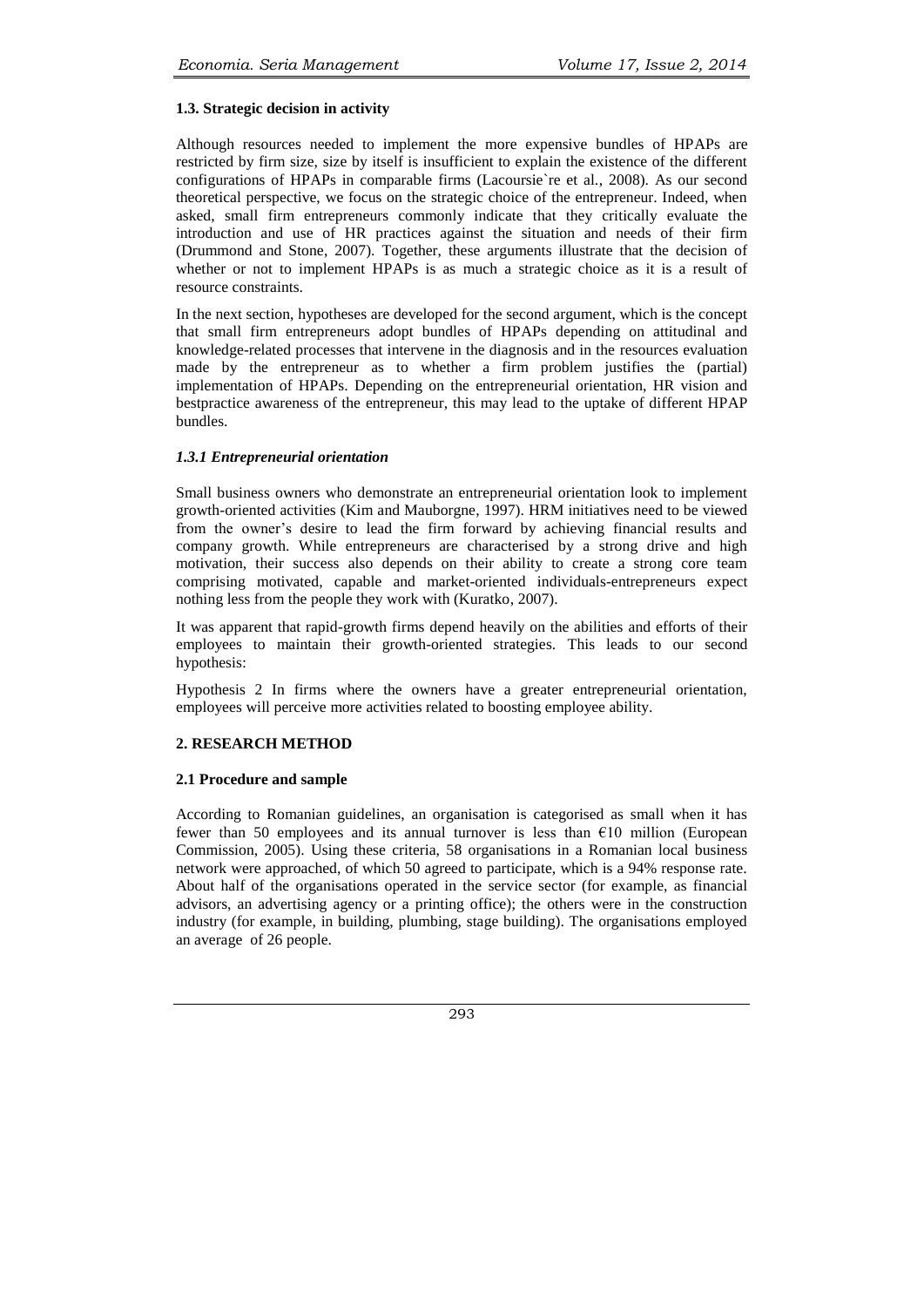### 1.3. Strategic decision in activity

Although resources needed to implement the more expensive bundles of HPAPs are restricted by firm size, size by itself is insufficient to explain the existence of the different configurations of HPAPs in comparable firms (Lacoursie`re et al., 2008). As our second theoretical perspective, we focus on the strategic choice of the entrepreneur. Indeed, when asked, small firm entrepreneurs commonly indicate that they critically evaluate the introduction and use of HR practices against the situation and needs of their firm (Drummond and Stone, 2007). Together, these arguments illustrate that the decision of whether or not to implement HPAPs is as much a strategic choice as it is a result of resource constraints.

In the next section, hypotheses are developed for the second argument, which is the concept that small firm entrepreneurs adopt bundles of HPAPs depending on attitudinal and knowledge-related processes that intervene in the diagnosis and in the resources evaluation made by the entrepreneur as to whether a firm problem justifies the (partial) implementation of HPAPs. Depending on the entrepreneurial orientation, HR vision and bestpractice awareness of the entrepreneur, this may lead to the uptake of different HPAP bundles.

#### *1.3.1 Entrepreneurial orientation*

Small business owners who demonstrate an entrepreneurial orientation look to implement growth-oriented activities (Kim and Mauborgne, 1997). HRM initiatives need to be viewed from the owner's desire to lead the firm forward by achieving financial results and company growth. While entrepreneurs are characterised by a strong drive and high motivation, their success also depends on their ability to create a strong core team comprising motivated, capable and market-oriented individuals-entrepreneurs expect nothing less from the people they work with (Kuratko, 2007).

It was apparent that rapid-growth firms depend heavily on the abilities and efforts of their employees to maintain their growth-oriented strategies. This leads to our second hypothesis:

Hypothesis 2 In firms where the owners have a greater entrepreneurial orientation, employees will perceive more activities related to boosting employee ability.

## 2. RESEARCH METHOD

### 2.1 Procedure and sample

According to Romanian guidelines, an organisation is categorised as small when it has fewer than 50 employees and its annual turnover is less than €10 million (European Commission, 2005). Using these criteria, 58 organisations in a Romanian local business network were approached, of which 50 agreed to participate, which is a 94% response rate. About half of the organisations operated in the service sector (for example, as financial advisors, an advertising agency or a printing office); the others were in the construction industry (for example, in building, plumbing, stage building). The organisations employed an average of 26 people.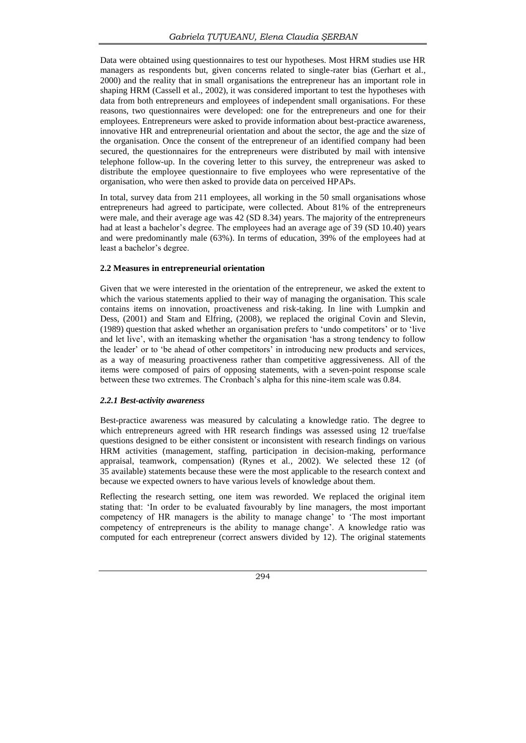Data were obtained using questionnaires to test our hypotheses. Most HRM studies use HR managers as respondents but, given concerns related to single-rater bias (Gerhart et al., 2000) and the reality that in small organisations the entrepreneur has an important role in shaping HRM (Cassell et al., 2002), it was considered important to test the hypotheses with data from both entrepreneurs and employees of independent small organisations. For these reasons, two questionnaires were developed: one for the entrepreneurs and one for their employees. Entrepreneurs were asked to provide information about best-practice awareness, innovative HR and entrepreneurial orientation and about the sector, the age and the size of the organisation. Once the consent of the entrepreneur of an identified company had been secured, the questionnaires for the entrepreneurs were distributed by mail with intensive telephone follow-up. In the covering letter to this survey, the entrepreneur was asked to distribute the employee questionnaire to five employees who were representative of the organisation, who were then asked to provide data on perceived HPAPs.

In total, survey data from 211 employees, all working in the 50 small organisations whose entrepreneurs had agreed to participate, were collected. About 81% of the entrepreneurs were male, and their average age was 42 (SD 8.34) years. The majority of the entrepreneurs had at least a bachelor's degree. The employees had an average age of 39 (SD 10.40) years and were predominantly male (63%). In terms of education, 39% of the employees had at least a bachelor's degree.

### 2.2 Measures in entrepreneurial orientation

Given that we were interested in the orientation of the entrepreneur, we asked the extent to which the various statements applied to their way of managing the organisation. This scale contains items on innovation, proactiveness and risk-taking. In line with Lumpkin and Dess, (2001) and Stam and Elfring, (2008), we replaced the original Covin and Slevin, (1989) question that asked whether an organisation prefers to 'undo competitors' or to 'live and let live', with an itemasking whether the organisation 'has a strong tendency to follow the leader' or to 'be ahead of other competitors' in introducing new products and services, as a way of measuring proactiveness rather than competitive aggressiveness. All of the items were composed of pairs of opposing statements, with a seven-point response scale between these two extremes. The Cronbach's alpha for this nine-item scale was 0.84.

#### *2.2.1 Best-activity awareness*

Best-practice awareness was measured by calculating a knowledge ratio. The degree to which entrepreneurs agreed with HR research findings was assessed using 12 true/false questions designed to be either consistent or inconsistent with research findings on various HRM activities (management, staffing, participation in decision-making, performance appraisal, teamwork, compensation) (Rynes et al., 2002). We selected these 12 (of 35 available) statements because these were the most applicable to the research context and because we expected owners to have various levels of knowledge about them.

Reflecting the research setting, one item was reworded. We replaced the original item stating that: 'In order to be evaluated favourably by line managers, the most important competency of HR managers is the ability to manage change' to 'The most important competency of entrepreneurs is the ability to manage change'. A knowledge ratio was computed for each entrepreneur (correct answers divided by 12). The original statements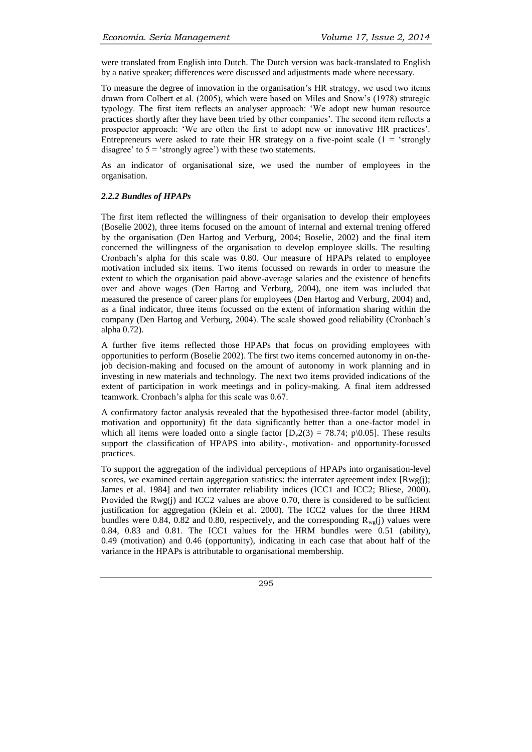were translated from English into Dutch. The Dutch version was back-translated to English by a native speaker; differences were discussed and adjustments made where necessary.

To measure the degree of innovation in the organisation's HR strategy, we used two items drawn from Colbert et al. (2005), which were based on Miles and Snow's (1978) strategic typology. The first item reflects an analyser approach: 'We adopt new human resource practices shortly after they have been tried by other companies'. The second item reflects a prospector approach: 'We are often the first to adopt new or innovative HR practices'. Entrepreneurs were asked to rate their HR strategy on a five-point scale (1 = 'strongly disagree' to 5 = 'strongly agree') with these two statements.

As an indicator of organisational size, we used the number of employees in the organisation.

### *2.2.2 Bundles of HPAPs*

The first item reflected the willingness of their organisation to develop their employees (Boselie 2002), three items focused on the amount of internal and external trening offered by the organisation (Den Hartog and Verburg, 2004; Boselie, 2002) and the final item concerned the willingness of the organisation to develop employee skills. The resulting Cronbach's alpha for this scale was 0.80. Our measure of HPAPs related to employee motivation included six items. Two items focussed on rewards in order to measure the extent to which the organisation paid above-average salaries and the existence of benefits over and above wages (Den Hartog and Verburg, 2004), one item was included that measured the presence of career plans for employees (Den Hartog and Verburg, 2004) and, as a final indicator, three items focussed on the extent of information sharing within the company (Den Hartog and Verburg, 2004). The scale showed good reliability (Cronbach's alpha 0.72).

A further five items reflected those HPAPs that focus on providing employees with opportunities to perform (Boselie 2002). The first two items concerned autonomy in on-the-job decision-making and focused on the amount of autonomy in work planning and in investing in new materials and technology. The next two items provided indications of the extent of participation in work meetings and in policy-making. A final item addressed teamwork. Cronbach's alpha for this scale was 0.67.

A confirmatory factor analysis revealed that the hypothesised three-factor model (ability, motivation and opportunity) fit the data significantly better than a one-factor model in which all items were loaded onto a single factor [$D_v2(3) = 78.74$; p\0.05]. These results support the classification of HPAPS into ability-, motivation- and opportunity-focussed practices.

To support the aggregation of the individual perceptions of HPAPs into organisation-level scores, we examined certain aggregation statistics: the interrater agreement index [Rwg(j); James et al. 1984] and two interrater reliability indices (ICC1 and ICC2; Bliese, 2000). Provided the Rwg(j) and ICC2 values are above 0.70, there is considered to be sufficient justification for aggregation (Klein et al. 2000). The ICC2 values for the three HRM bundles were 0.84, 0.82 and 0.80, respectively, and the corresponding $R_{wg}(j)$ values were 0.84, 0.83 and 0.81. The ICC1 values for the HRM bundles were 0.51 (ability), 0.49 (motivation) and 0.46 (opportunity), indicating in each case that about half of the variance in the HPAPs is attributable to organisational membership.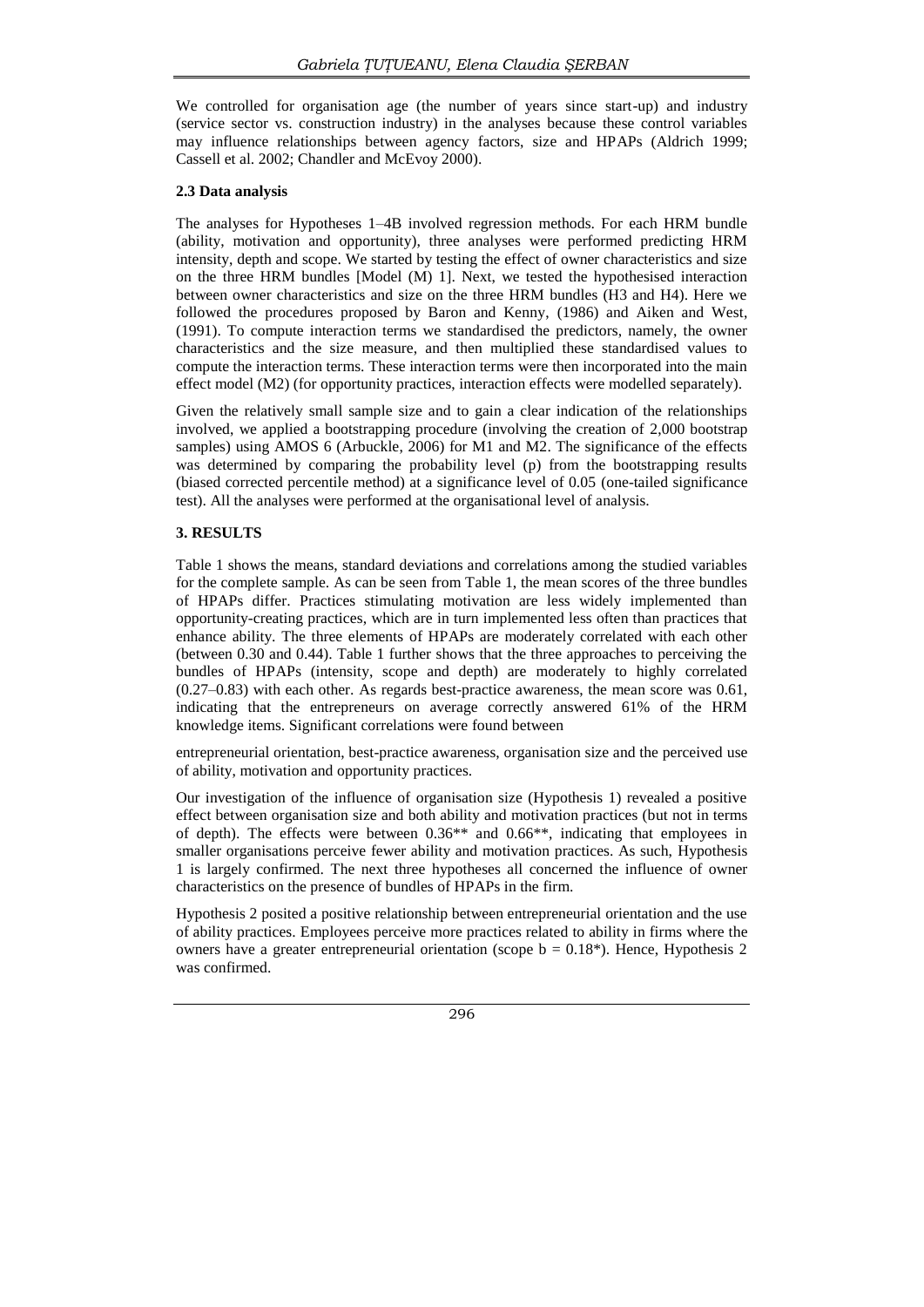We controlled for organisation age (the number of years since start-up) and industry (service sector vs. construction industry) in the analyses because these control variables may influence relationships between agency factors, size and HPAPs (Aldrich 1999; Cassell et al. 2002; Chandler and McEvoy 2000).

### 2.3 Data analysis

The analyses for Hypotheses 1–4B involved regression methods. For each HRM bundle (ability, motivation and opportunity), three analyses were performed predicting HRM intensity, depth and scope. We started by testing the effect of owner characteristics and size on the three HRM bundles [Model (M) 1]. Next, we tested the hypothesised interaction between owner characteristics and size on the three HRM bundles (H3 and H4). Here we followed the procedures proposed by Baron and Kenny, (1986) and Aiken and West, (1991). To compute interaction terms we standardised the predictors, namely, the owner characteristics and the size measure, and then multiplied these standardised values to compute the interaction terms. These interaction terms were then incorporated into the main effect model (M2) (for opportunity practices, interaction effects were modelled separately).

Given the relatively small sample size and to gain a clear indication of the relationships involved, we applied a bootstrapping procedure (involving the creation of 2,000 bootstrap samples) using AMOS 6 (Arbuckle, 2006) for M1 and M2. The significance of the effects was determined by comparing the probability level (p) from the bootstrapping results (biased corrected percentile method) at a significance level of 0.05 (one-tailed significance test). All the analyses were performed at the organisational level of analysis.

## 3. RESULTS

Table 1 shows the means, standard deviations and correlations among the studied variables for the complete sample. As can be seen from Table 1, the mean scores of the three bundles of HPAPs differ. Practices stimulating motivation are less widely implemented than opportunity-creating practices, which are in turn implemented less often than practices that enhance ability. The three elements of HPAPs are moderately correlated with each other (between 0.30 and 0.44). Table 1 further shows that the three approaches to perceiving the bundles of HPAPs (intensity, scope and depth) are moderately to highly correlated (0.27–0.83) with each other. As regards best-practice awareness, the mean score was 0.61, indicating that the entrepreneurs on average correctly answered 61% of the HRM knowledge items. Significant correlations were found between entrepreneurial orientation, best-practice awareness, organisation size and the perceived use of ability, motivation and opportunity practices.

Our investigation of the influence of organisation size (Hypothesis 1) revealed a positive effect between organisation size and both ability and motivation practices (but not in terms of depth). The effects were between 0.36** and 0.66**, indicating that employees in smaller organisations perceive fewer ability and motivation practices. As such, Hypothesis 1 is largely confirmed. The next three hypotheses all concerned the influence of owner characteristics on the presence of bundles of HPAPs in the firm.

Hypothesis 2 posited a positive relationship between entrepreneurial orientation and the use of ability practices. Employees perceive more practices related to ability in firms where the owners have a greater entrepreneurial orientation (scope $b = 0.18$*). Hence, Hypothesis 2 was confirmed.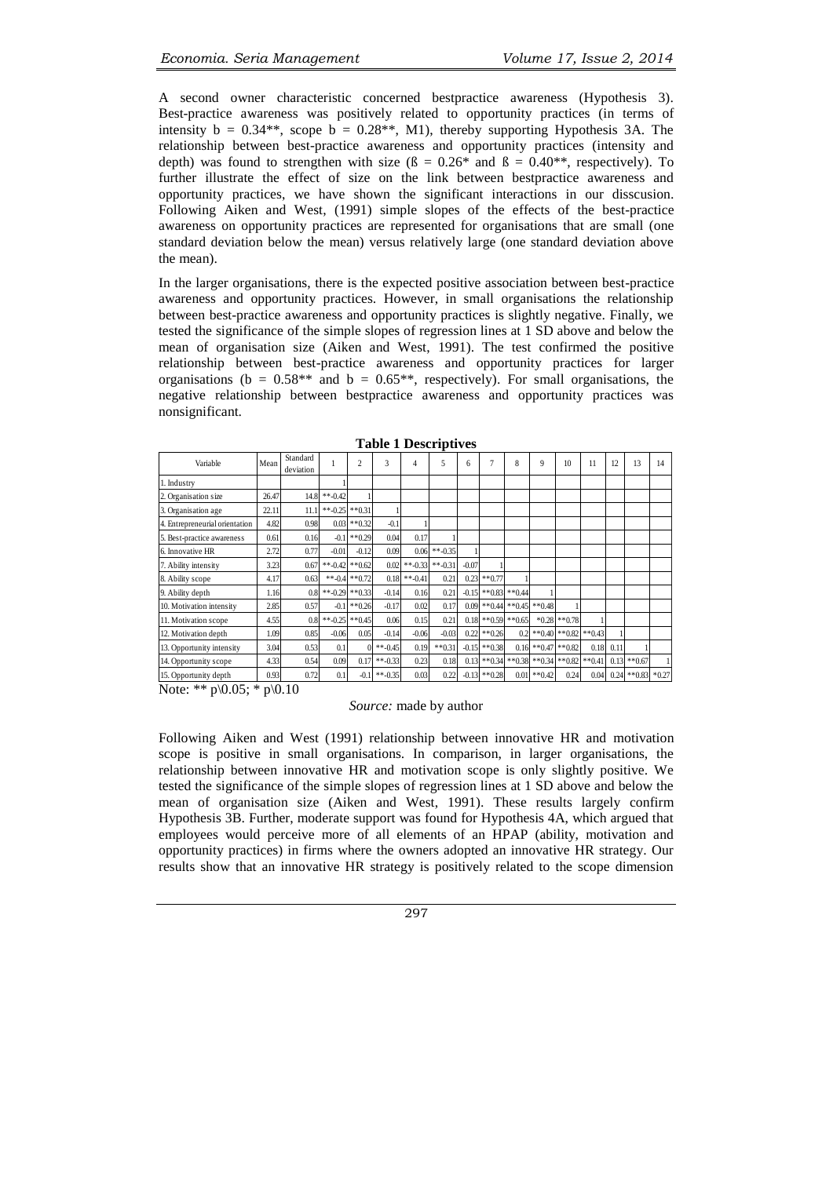A second owner characteristic concerned bestpractice awareness (Hypothesis 3). Best-practice awareness was positively related to opportunity practices (in terms of intensity b = 0.34**, scope b = 0.28**, M1), thereby supporting Hypothesis 3A. The relationship between best-practice awareness and opportunity practices (intensity and depth) was found to strengthen with size (ß = 0.26* and ß = 0.40**, respectively). To further illustrate the effect of size on the link between bestpractice awareness and opportunity practices, we have shown the significant interactions in our disscusion. Following Aiken and West, (1991) simple slopes of the effects of the best-practice awareness on opportunity practices are represented for organisations that are small (one standard deviation below the mean) versus relatively large (one standard deviation above the mean).

In the larger organisations, there is the expected positive association between best-practice awareness and opportunity practices. However, in small organisations the relationship between best-practice awareness and opportunity practices is slightly negative. Finally, we tested the significance of the simple slopes of regression lines at 1 SD above and below the mean of organisation size (Aiken and West, 1991). The test confirmed the positive relationship between best-practice awareness and opportunity practices for larger organisations (b = 0.58** and b = 0.65**, respectively). For small organisations, the negative relationship between bestpractice awareness and opportunity practices was nonsignificant.

**Table 1 Descriptives**

| Variable | Mean | Standard deviation | 1 | 2 | 3 | 4 | 5 | 6 | 7 | 8 | 9 | 10 | 11 | 12 | 13 | 14 |
|---|---|---|---|---|---|---|---|---|---|---|---|---|---|---|---|---|
| 1. Industry | | | 1 | | | | | | | | | | | | | |
| 2. Organisation size | 26.47 | 14.8 | **-0.42 | 1 | | | | | | | | | | | | |
| 3. Organisation age | 22.11 | 11.1 | **-0.25 | **0.31 | 1 | | | | | | | | | | | |
| 4. Entrepreneurial orientation | 4.82 | 0.98 | 0.03 | **0.32 | -0.1 | 1 | | | | | | | | | | |
| 5. Best-practice awareness | 0.61 | 0.16 | -0.1 | **0.29 | 0.04 | 0.17 | 1 | | | | | | | | | |
| 6. Innovative HR | 2.72 | 0.77 | -0.01 | -0.12 | 0.09 | 0.06 | **-0.35 | 1 | | | | | | | | |
| 7. Ability intensity | 3.23 | 0.67 | **-0.42 | **0.62 | 0.02 | **-0.33 | **-0.31 | -0.07 | 1 | | | | | | | |
| 8. Ability scope | 4.17 | 0.63 | **-0.4 | **0.72 | 0.18 | **-0.41 | 0.21 | 0.23 | **0.77 | 1 | | | | | | |
| 9. Ability depth | 1.16 | 0.8 | **-0.29 | **0.33 | -0.14 | 0.16 | 0.21 | -0.15 | **0.83 | **0.44 | 1 | | | | | |
| 10. Motivation intensity | 2.85 | 0.57 | -0.1 | **0.26 | -0.17 | 0.02 | 0.17 | 0.09 | **0.44 | **0.45 | **0.48 | 1 | | | | |
| 11. Motivation scope | 4.55 | 0.8 | **-0.25 | **0.45 | 0.06 | 0.15 | 0.21 | 0.18 | **0.59 | **0.65 | *0.28 | **0.78 | 1 | | | |
| 12. Motivation depth | 1.09 | 0.85 | -0.06 | 0.05 | -0.14 | -0.06 | -0.03 | 0.22 | **0.26 | 0.2 | **0.40 | **0.82 | **0.43 | 1 | | |
| 13. Opportunity intensity | 3.04 | 0.53 | 0.1 | 0 | **-0.45 | 0.19 | **0.31 | -0.15 | **0.38 | 0.16 | **0.47 | **0.82 | 0.18 | 0.11 | 1 | |
| 14. Opportunity scope | 4.33 | 0.54 | 0.09 | 0.17 | **-0.33 | 0.23 | 0.18 | 0.13 | **0.34 | **0.38 | **0.34 | **0.82 | **0.41 | 0.13 | **0.67 | 1 |
| 15. Opportunity depth | 0.93 | 0.72 | 0.1 | -0.1 | **-0.35 | 0.03 | 0.22 | -0.13 | **0.28 | 0.01 | **0.42 | 0.24 | 0.04 | 0.24 | **0.83 | *0.27 |

Note: ** p\0.05; * p\0.10

*Source:* made by author

Following Aiken and West (1991) relationship between innovative HR and motivation scope is positive in small organisations. In comparison, in larger organisations, the relationship between innovative HR and motivation scope is only slightly positive. We tested the significance of the simple slopes of regression lines at 1 SD above and below the mean of organisation size (Aiken and West, 1991). These results largely confirm Hypothesis 3B. Further, moderate support was found for Hypothesis 4A, which argued that employees would perceive more of all elements of an HPAP (ability, motivation and opportunity practices) in firms where the owners adopted an innovative HR strategy. Our results show that an innovative HR strategy is positively related to the scope dimension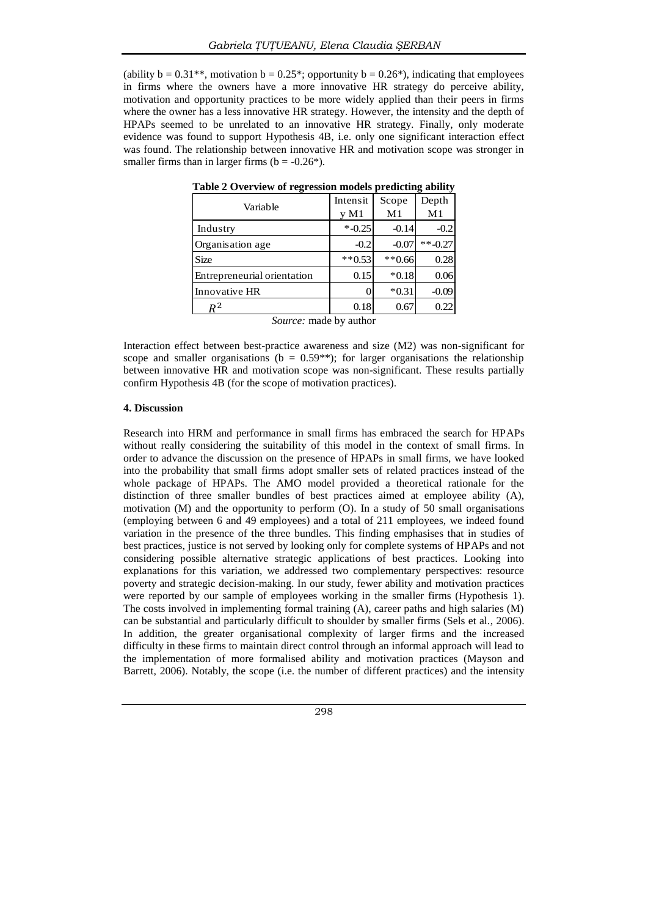(ability b = 0.31**, motivation b = 0.25*; opportunity b = 0.26*), indicating that employees in firms where the owners have a more innovative HR strategy do perceive ability, motivation and opportunity practices to be more widely applied than their peers in firms where the owner has a less innovative HR strategy. However, the intensity and the depth of HPAPs seemed to be unrelated to an innovative HR strategy. Finally, only moderate evidence was found to support Hypothesis 4B, i.e. only one significant interaction effect was found. The relationship between innovative HR and motivation scope was stronger in smaller firms than in larger firms (b = -0.26*).

**Table 2 Overview of regression models predicting ability**

| Variable | Intensity M1 | Scope M1 | Depth M1 |
|---|---|---|---|
| Industry | *-0.25 | -0.14 | -0.2 |
| Organisation age | -0.2 | -0.07 | **-0.27 |
| Size | **0.53 | **0.66 | 0.28 |
| Entrepreneurial orientation | 0.15 | *0.18 | 0.06 |
| Innovative HR | 0 | *0.31 | -0.09 |
| $R^2$ | 0.18 | 0.67 | 0.22 |

*Source:* made by author

Interaction effect between best-practice awareness and size (M2) was non-significant for scope and smaller organisations (b = 0.59**); for larger organisations the relationship between innovative HR and motivation scope was non-significant. These results partially confirm Hypothesis 4B (for the scope of motivation practices).

#### 4. Discussion

Research into HRM and performance in small firms has embraced the search for HPAPs without really considering the suitability of this model in the context of small firms. In order to advance the discussion on the presence of HPAPs in small firms, we have looked into the probability that small firms adopt smaller sets of related practices instead of the whole package of HPAPs. The AMO model provided a theoretical rationale for the distinction of three smaller bundles of best practices aimed at employee ability (A), motivation (M) and the opportunity to perform (O). In a study of 50 small organisations (employing between 6 and 49 employees) and a total of 211 employees, we indeed found variation in the presence of the three bundles. This finding emphasises that in studies of best practices, justice is not served by looking only for complete systems of HPAPs and not considering possible alternative strategic applications of best practices. Looking into explanations for this variation, we addressed two complementary perspectives: resource poverty and strategic decision-making. In our study, fewer ability and motivation practices were reported by our sample of employees working in the smaller firms (Hypothesis 1). The costs involved in implementing formal training (A), career paths and high salaries (M) can be substantial and particularly difficult to shoulder by smaller firms (Sels et al., 2006). In addition, the greater organisational complexity of larger firms and the increased difficulty in these firms to maintain direct control through an informal approach will lead to the implementation of more formalised ability and motivation practices (Mayson and Barrett, 2006). Notably, the scope (i.e. the number of different practices) and the intensity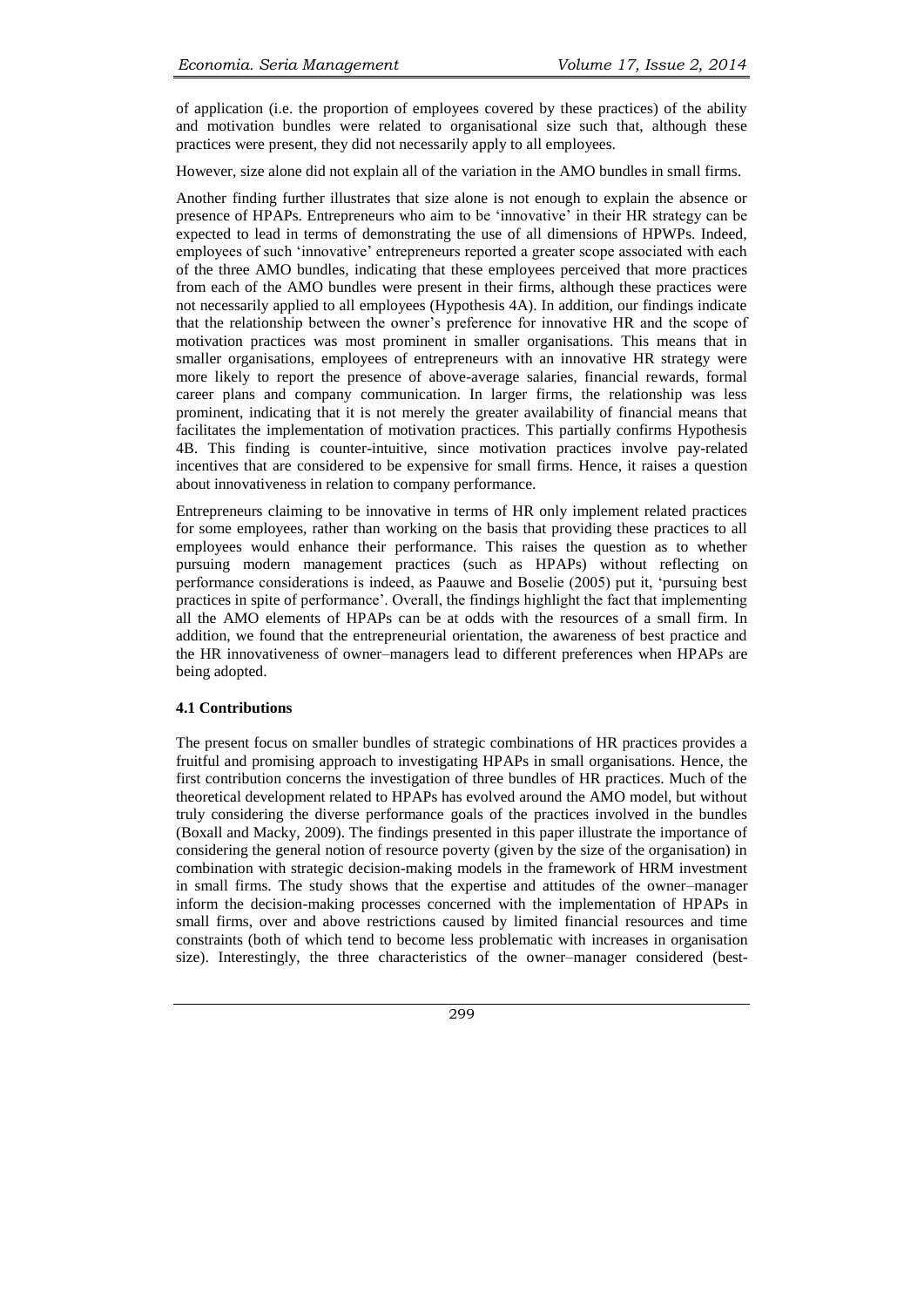of application (i.e. the proportion of employees covered by these practices) of the ability and motivation bundles were related to organisational size such that, although these practices were present, they did not necessarily apply to all employees.

However, size alone did not explain all of the variation in the AMO bundles in small firms.

Another finding further illustrates that size alone is not enough to explain the absence or presence of HPAPs. Entrepreneurs who aim to be 'innovative' in their HR strategy can be expected to lead in terms of demonstrating the use of all dimensions of HPWPs. Indeed, employees of such 'innovative' entrepreneurs reported a greater scope associated with each of the three AMO bundles, indicating that these employees perceived that more practices from each of the AMO bundles were present in their firms, although these practices were not necessarily applied to all employees (Hypothesis 4A). In addition, our findings indicate that the relationship between the owner's preference for innovative HR and the scope of motivation practices was most prominent in smaller organisations. This means that in smaller organisations, employees of entrepreneurs with an innovative HR strategy were more likely to report the presence of above-average salaries, financial rewards, formal career plans and company communication. In larger firms, the relationship was less prominent, indicating that it is not merely the greater availability of financial means that facilitates the implementation of motivation practices. This partially confirms Hypothesis 4B. This finding is counter-intuitive, since motivation practices involve pay-related incentives that are considered to be expensive for small firms. Hence, it raises a question about innovativeness in relation to company performance.

Entrepreneurs claiming to be innovative in terms of HR only implement related practices for some employees, rather than working on the basis that providing these practices to all employees would enhance their performance. This raises the question as to whether pursuing modern management practices (such as HPAPs) without reflecting on performance considerations is indeed, as Paauwe and Boselie (2005) put it, 'pursuing best practices in spite of performance'. Overall, the findings highlight the fact that implementing all the AMO elements of HPAPs can be at odds with the resources of a small firm. In addition, we found that the entrepreneurial orientation, the awareness of best practice and the HR innovativeness of owner–managers lead to different preferences when HPAPs are being adopted.

### 4.1 Contributions

The present focus on smaller bundles of strategic combinations of HR practices provides a fruitful and promising approach to investigating HPAPs in small organisations. Hence, the first contribution concerns the investigation of three bundles of HR practices. Much of the theoretical development related to HPAPs has evolved around the AMO model, but without truly considering the diverse performance goals of the practices involved in the bundles (Boxall and Macky, 2009). The findings presented in this paper illustrate the importance of considering the general notion of resource poverty (given by the size of the organisation) in combination with strategic decision-making models in the framework of HRM investment in small firms. The study shows that the expertise and attitudes of the owner–manager inform the decision-making processes concerned with the implementation of HPAPs in small firms, over and above restrictions caused by limited financial resources and time constraints (both of which tend to become less problematic with increases in organisation size). Interestingly, the three characteristics of the owner–manager considered (best-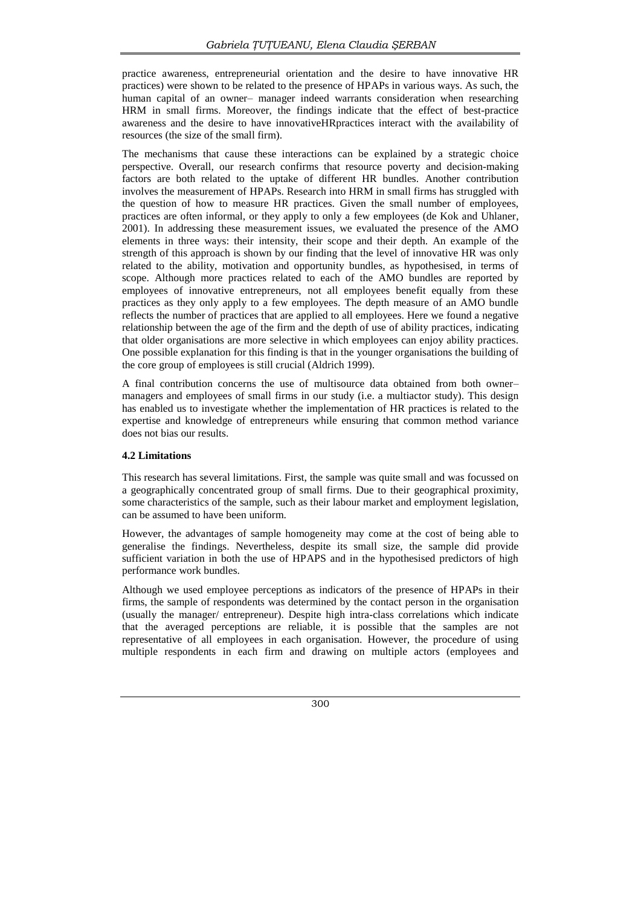practice awareness, entrepreneurial orientation and the desire to have innovative HR practices) were shown to be related to the presence of HPAPs in various ways. As such, the human capital of an owner– manager indeed warrants consideration when researching HRM in small firms. Moreover, the findings indicate that the effect of best-practice awareness and the desire to have innovativeHRpractices interact with the availability of resources (the size of the small firm).

The mechanisms that cause these interactions can be explained by a strategic choice perspective. Overall, our research confirms that resource poverty and decision-making factors are both related to the uptake of different HR bundles. Another contribution involves the measurement of HPAPs. Research into HRM in small firms has struggled with the question of how to measure HR practices. Given the small number of employees, practices are often informal, or they apply to only a few employees (de Kok and Uhlaner, 2001). In addressing these measurement issues, we evaluated the presence of the AMO elements in three ways: their intensity, their scope and their depth. An example of the strength of this approach is shown by our finding that the level of innovative HR was only related to the ability, motivation and opportunity bundles, as hypothesised, in terms of scope. Although more practices related to each of the AMO bundles are reported by employees of innovative entrepreneurs, not all employees benefit equally from these practices as they only apply to a few employees. The depth measure of an AMO bundle reflects the number of practices that are applied to all employees. Here we found a negative relationship between the age of the firm and the depth of use of ability practices, indicating that older organisations are more selective in which employees can enjoy ability practices. One possible explanation for this finding is that in the younger organisations the building of the core group of employees is still crucial (Aldrich 1999).

A final contribution concerns the use of multisource data obtained from both owner–managers and employees of small firms in our study (i.e. a multiactor study). This design has enabled us to investigate whether the implementation of HR practices is related to the expertise and knowledge of entrepreneurs while ensuring that common method variance does not bias our results.

### 4.2 Limitations

This research has several limitations. First, the sample was quite small and was focussed on a geographically concentrated group of small firms. Due to their geographical proximity, some characteristics of the sample, such as their labour market and employment legislation, can be assumed to have been uniform.

However, the advantages of sample homogeneity may come at the cost of being able to generalise the findings. Nevertheless, despite its small size, the sample did provide sufficient variation in both the use of HPAPS and in the hypothesised predictors of high performance work bundles.

Although we used employee perceptions as indicators of the presence of HPAPs in their firms, the sample of respondents was determined by the contact person in the organisation (usually the manager/ entrepreneur). Despite high intra-class correlations which indicate that the averaged perceptions are reliable, it is possible that the samples are not representative of all employees in each organisation. However, the procedure of using multiple respondents in each firm and drawing on multiple actors (employees and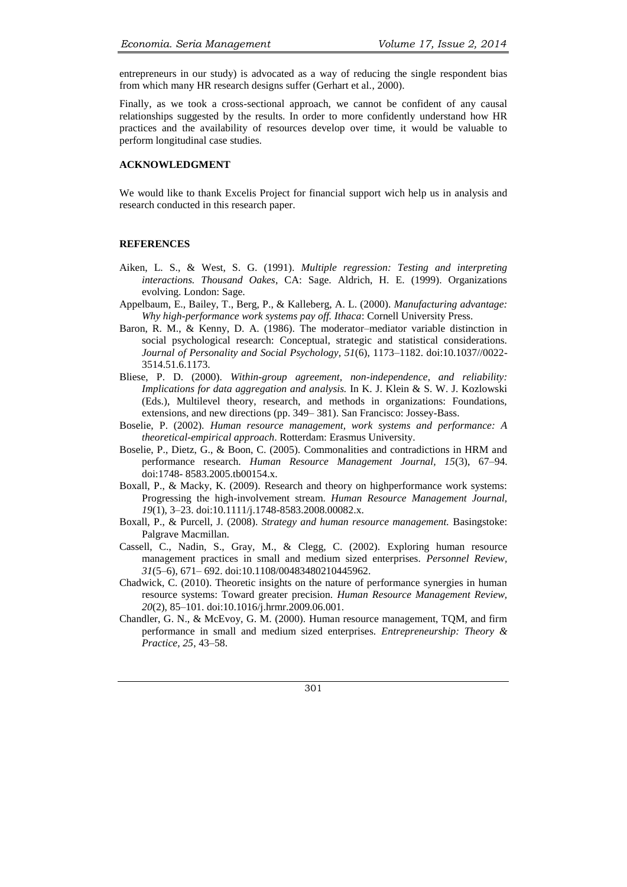entrepreneurs in our study) is advocated as a way of reducing the single respondent bias from which many HR research designs suffer (Gerhart et al., 2000).

Finally, as we took a cross-sectional approach, we cannot be confident of any causal relationships suggested by the results. In order to more confidently understand how HR practices and the availability of resources develop over time, it would be valuable to perform longitudinal case studies.

## ACKNOWLEDGMENT

We would like to thank Excelis Project for financial support wich help us in analysis and research conducted in this research paper.

## REFERENCES

- Aiken, L. S., & West, S. G. (1991). *Multiple regression: Testing and interpreting interactions. Thousand Oakes*, CA: Sage. Aldrich, H. E. (1999). Organizations evolving. London: Sage.
- Appelbaum, E., Bailey, T., Berg, P., & Kalleberg, A. L. (2000). *Manufacturing advantage: Why high-performance work systems pay off. Ithaca*: Cornell University Press.
- Baron, R. M., & Kenny, D. A. (1986). The moderator–mediator variable distinction in social psychological research: Conceptual, strategic and statistical considerations. *Journal of Personality and Social Psychology*, *51*(6), 1173–1182. doi:10.1037//0022-3514.51.6.1173.
- Bliese, P. D. (2000). *Within-group agreement, non-independence, and reliability: Implications for data aggregation and analysis.* In K. J. Klein & S. W. J. Kozlowski (Eds.), Multilevel theory, research, and methods in organizations: Foundations, extensions, and new directions (pp. 349– 381). San Francisco: Jossey-Bass.
- Boselie, P. (2002). *Human resource management, work systems and performance: A theoretical-empirical approach*. Rotterdam: Erasmus University.
- Boselie, P., Dietz, G., & Boon, C. (2005). Commonalities and contradictions in HRM and performance research. *Human Resource Management Journal*, *15*(3), 67–94. doi:1748- 8583.2005.tb00154.x.
- Boxall, P., & Macky, K. (2009). Research and theory on highperformance work systems: Progressing the high-involvement stream. *Human Resource Management Journal, 19*(1), 3–23. doi:10.1111/j.1748-8583.2008.00082.x.
- Boxall, P., & Purcell, J. (2008). *Strategy and human resource management.* Basingstoke: Palgrave Macmillan.
- Cassell, C., Nadin, S., Gray, M., & Clegg, C. (2002). Exploring human resource management practices in small and medium sized enterprises. *Personnel Review, 31*(5–6), 671– 692. doi:10.1108/00483480210445962.
- Chadwick, C. (2010). Theoretic insights on the nature of performance synergies in human resource systems: Toward greater precision. *Human Resource Management Review, 20*(2), 85–101. doi:10.1016/j.hrmr.2009.06.001.
- Chandler, G. N., & McEvoy, G. M. (2000). Human resource management, TQM, and firm performance in small and medium sized enterprises. *Entrepreneurship: Theory & Practice, 25*, 43–58.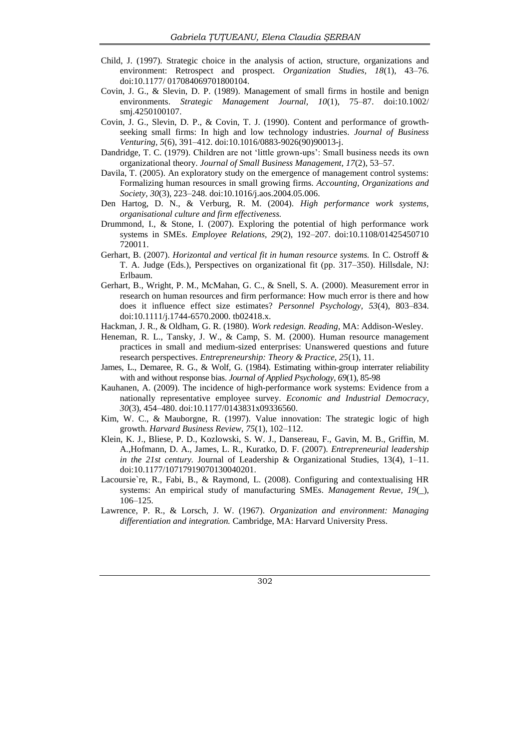Child, J. (1997). Strategic choice in the analysis of action, structure, organizations and environment: Retrospect and prospect. *Organization Studies, 18*(1), 43–76. doi:10.1177/ 017084069701800104.

Covin, J. G., & Slevin, D. P. (1989). Management of small firms in hostile and benign environments. *Strategic Management Journal, 10*(1), 75–87. doi:10.1002/ smj.4250100107.

Covin, J. G., Slevin, D. P., & Covin, T. J. (1990). Content and performance of growth-seeking small firms: In high and low technology industries. *Journal of Business Venturing, 5*(6), 391–412. doi:10.1016/0883-9026(90)90013-j.

Dandridge, T. C. (1979). Children are not 'little grown-ups': Small business needs its own organizational theory. *Journal of Small Business Management, 17*(2), 53–57.

Davila, T. (2005). An exploratory study on the emergence of management control systems: Formalizing human resources in small growing firms. *Accounting, Organizations and Society, 30*(3), 223–248. doi:10.1016/j.aos.2004.05.006.

Den Hartog, D. N., & Verburg, R. M. (2004). *High performance work systems, organisational culture and firm effectiveness.*

Drummond, I., & Stone, I. (2007). Exploring the potential of high performance work systems in SMEs. *Employee Relations, 29*(2), 192–207. doi:10.1108/01425450710 720011.

Gerhart, B. (2007). *Horizontal and vertical fit in human resource systems.* In C. Ostroff & T. A. Judge (Eds.), Perspectives on organizational fit (pp. 317–350). Hillsdale, NJ: Erlbaum.

Gerhart, B., Wright, P. M., McMahan, G. C., & Snell, S. A. (2000). Measurement error in research on human resources and firm performance: How much error is there and how does it influence effect size estimates? *Personnel Psychology, 53*(4), 803–834. doi:10.1111/j.1744-6570.2000. tb02418.x.

Hackman, J. R., & Oldham, G. R. (1980). *Work redesign. Reading*, MA: Addison-Wesley.

Heneman, R. L., Tansky, J. W., & Camp, S. M. (2000). Human resource management practices in small and medium-sized enterprises: Unanswered questions and future research perspectives. *Entrepreneurship: Theory & Practice, 25*(1), 11.

James, L., Demaree, R. G., & Wolf, G. (1984). Estimating within-group interrater reliability with and without response bias. *Journal of Applied Psychology, 69*(1), 85-98

Kauhanen, A. (2009). The incidence of high-performance work systems: Evidence from a nationally representative employee survey. *Economic and Industrial Democracy, 30*(3), 454–480. doi:10.1177/0143831x09336560.

Kim, W. C., & Mauborgne, R. (1997). Value innovation: The strategic logic of high growth. *Harvard Business Review, 75*(1), 102–112.

Klein, K. J., Bliese, P. D., Kozlowski, S. W. J., Dansereau, F., Gavin, M. B., Griffin, M. A.,Hofmann, D. A., James, L. R., Kuratko, D. F. (2007). *Entrepreneurial leadership in the 21st century.* Journal of Leadership & Organizational Studies, 13(4), 1–11. doi:10.1177/10717919070130040201.

Lacoursie`re, R., Fabi, B., & Raymond, L. (2008). Configuring and contextualising HR systems: An empirical study of manufacturing SMEs. *Management Revue, 19*(_), 106–125.

Lawrence, P. R., & Lorsch, J. W. (1967). *Organization and environment: Managing differentiation and integration.* Cambridge, MA: Harvard University Press.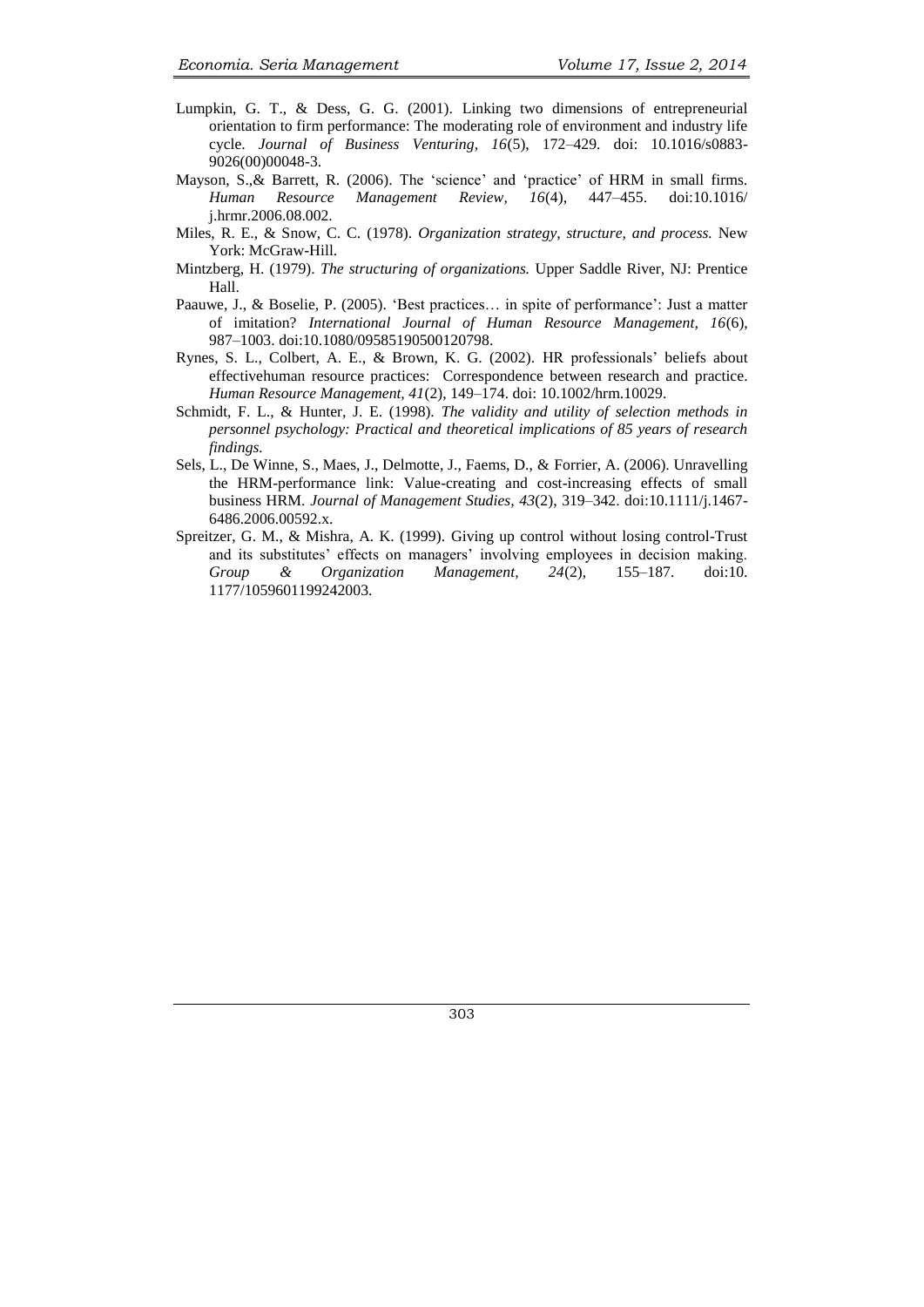Lumpkin, G. T., & Dess, G. G. (2001). Linking two dimensions of entrepreneurial orientation to firm performance: The moderating role of environment and industry life cycle. *Journal of Business Venturing, 16*(5), 172–429. doi: 10.1016/s0883-9026(00)00048-3.

Mayson, S.,& Barrett, R. (2006). The 'science' and 'practice' of HRM in small firms. *Human Resource Management Review, 16*(4), 447–455. doi:10.1016/ j.hrmr.2006.08.002.

Miles, R. E., & Snow, C. C. (1978). *Organization strategy, structure, and process.* New York: McGraw-Hill.

Mintzberg, H. (1979). *The structuring of organizations.* Upper Saddle River, NJ: Prentice Hall.

Paauwe, J., & Boselie, P. (2005). 'Best practices… in spite of performance': Just a matter of imitation? *International Journal of Human Resource Management, 16*(6), 987–1003. doi:10.1080/09585190500120798.

Rynes, S. L., Colbert, A. E., & Brown, K. G. (2002). HR professionals' beliefs about effectivehuman resource practices: Correspondence between research and practice. *Human Resource Management, 41*(2), 149–174. doi: 10.1002/hrm.10029.

Schmidt, F. L., & Hunter, J. E. (1998). *The validity and utility of selection methods in personnel psychology: Practical and theoretical implications of 85 years of research findings.*

Sels, L., De Winne, S., Maes, J., Delmotte, J., Faems, D., & Forrier, A. (2006). Unravelling the HRM-performance link: Value-creating and cost-increasing effects of small business HRM. *Journal of Management Studies, 43*(2), 319–342. doi:10.1111/j.1467-6486.2006.00592.x.

Spreitzer, G. M., & Mishra, A. K. (1999). Giving up control without losing control-Trust and its substitutes' effects on managers' involving employees in decision making. *Group & Organization Management, 24*(2), 155–187. doi:10. 1177/1059601199242003.